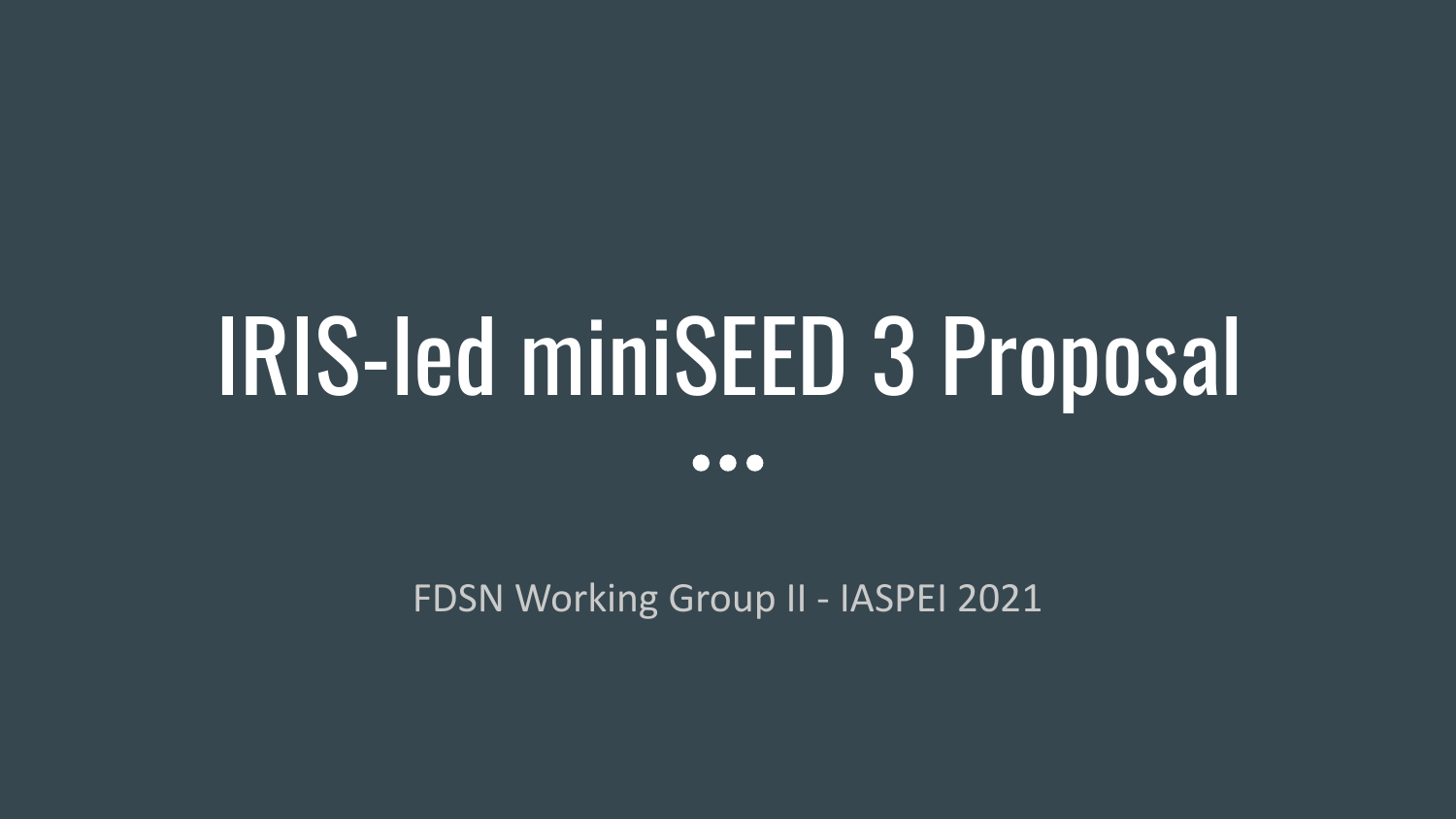# IRIS-led miniSEED 3 Proposal

FDSN Working Group II - IASPEI 2021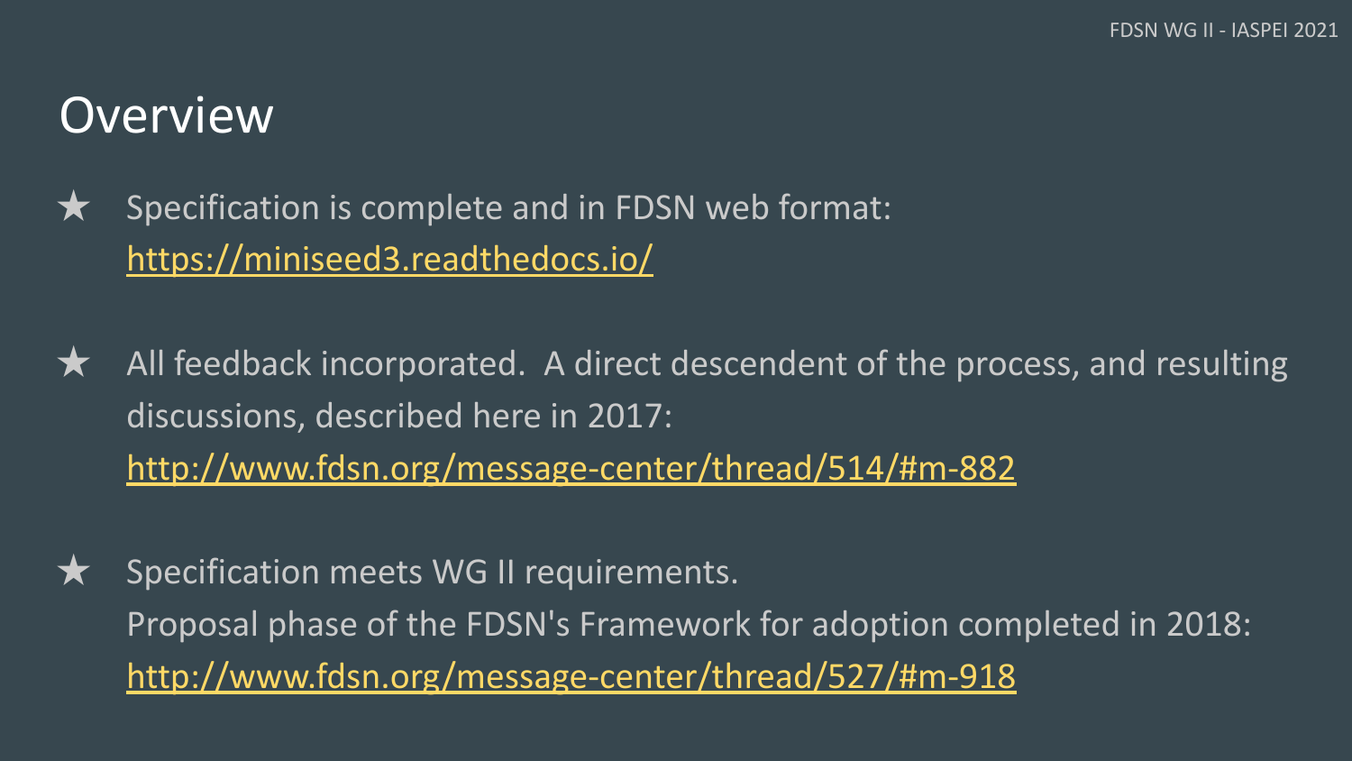# Overview

- Specification is complete and in FDSN web format: https://miniseed3.readthedocs.io/

- All feedback incorporated. A direct descendent of the process, and resulting discussions, described here in 2017: http://www.fdsn.org/message-center/thread/514/#m-882

- Specification meets WG II requirements.
  Proposal phase of the FDSN's Framework for adoption completed in 2018: http://www.fdsn.org/message-center/thread/527/#m-918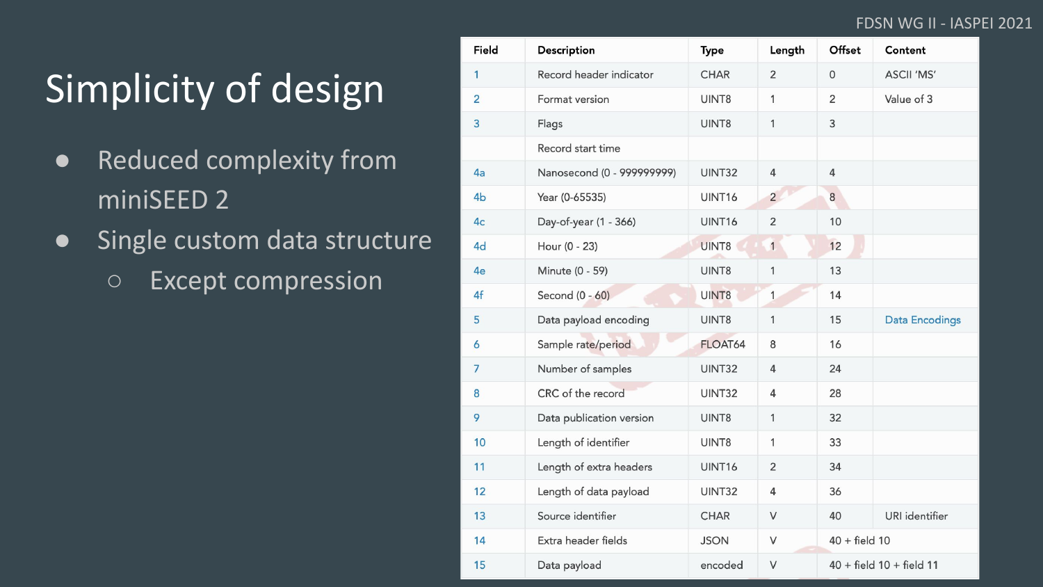# Simplicity of design

- Reduced complexity from miniSEED 2
- Single custom data structure
  - Except compression

| Field | Description | Type | Length | Offset | Content |
|---|---|---|---|---|---|
| 1 | Record header indicator | CHAR | 2 | 0 | ASCII 'MS' |
| 2 | Format version | UINT8 | 1 | 2 | Value of 3 |
| 3 | Flags | UINT8 | 1 | 3 | |
| | Record start time | | | | |
| 4a | Nanosecond (0 - 999999999) | UINT32 | 4 | 4 | |
| 4b | Year (0-65535) | UINT16 | 2 | 8 | |
| 4c | Day-of-year (1 - 366) | UINT16 | 2 | 10 | |
| 4d | Hour (0 - 23) | UINT8 | 1 | 12 | |
| 4e | Minute (0 - 59) | UINT8 | 1 | 13 | |
| 4f | Second (0 - 60) | UINT8 | 1 | 14 | |
| 5 | Data payload encoding | UINT8 | 1 | 15 | Data Encodings |
| 6 | Sample rate/period | FLOAT64 | 8 | 16 | |
| 7 | Number of samples | UINT32 | 4 | 24 | |
| 8 | CRC of the record | UINT32 | 4 | 28 | |
| 9 | Data publication version | UINT8 | 1 | 32 | |
| 10 | Length of identifier | UINT8 | 1 | 33 | |
| 11 | Length of extra headers | UINT16 | 2 | 34 | |
| 12 | Length of data payload | UINT32 | 4 | 36 | |
| 13 | Source identifier | CHAR | V | 40 | URI identifier |
| 14 | Extra header fields | JSON | V | 40 + field 10 | |
| 15 | Data payload | encoded | V | 40 + field 10 + field 11 | |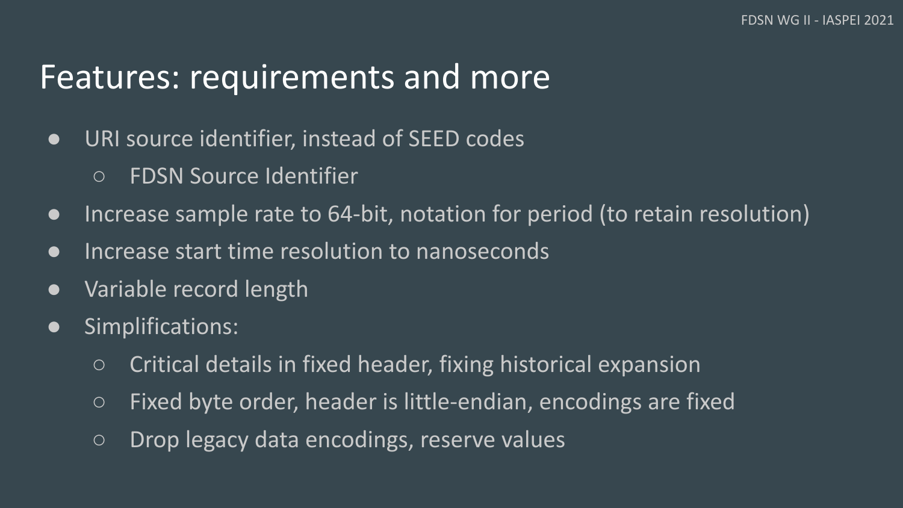# Features: requirements and more

- URI source identifier, instead of SEED codes
  - FDSN Source Identifier
- Increase sample rate to 64-bit, notation for period (to retain resolution)
- Increase start time resolution to nanoseconds
- Variable record length
- Simplifications:
  - Critical details in fixed header, fixing historical expansion
  - Fixed byte order, header is little-endian, encodings are fixed
  - Drop legacy data encodings, reserve values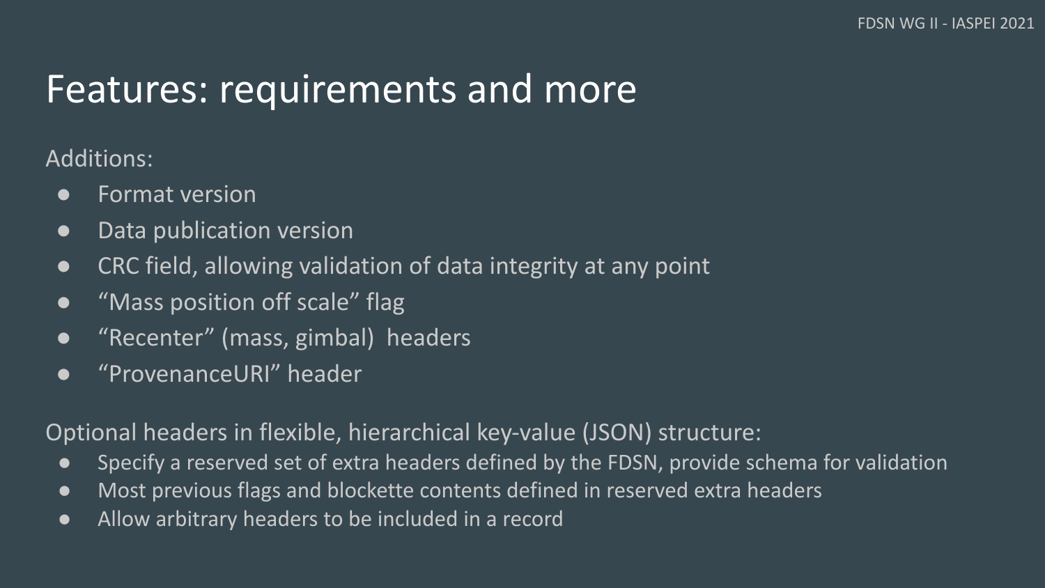# Features: requirements and more

Additions:

- Format version
- Data publication version
- CRC field, allowing validation of data integrity at any point
- “Mass position off scale” flag
- “Recenter” (mass, gimbal) headers
- “ProvenanceURI” header

Optional headers in flexible, hierarchical key-value (JSON) structure:

- Specify a reserved set of extra headers defined by the FDSN, provide schema for validation
- Most previous flags and blockette contents defined in reserved extra headers
- Allow arbitrary headers to be included in a record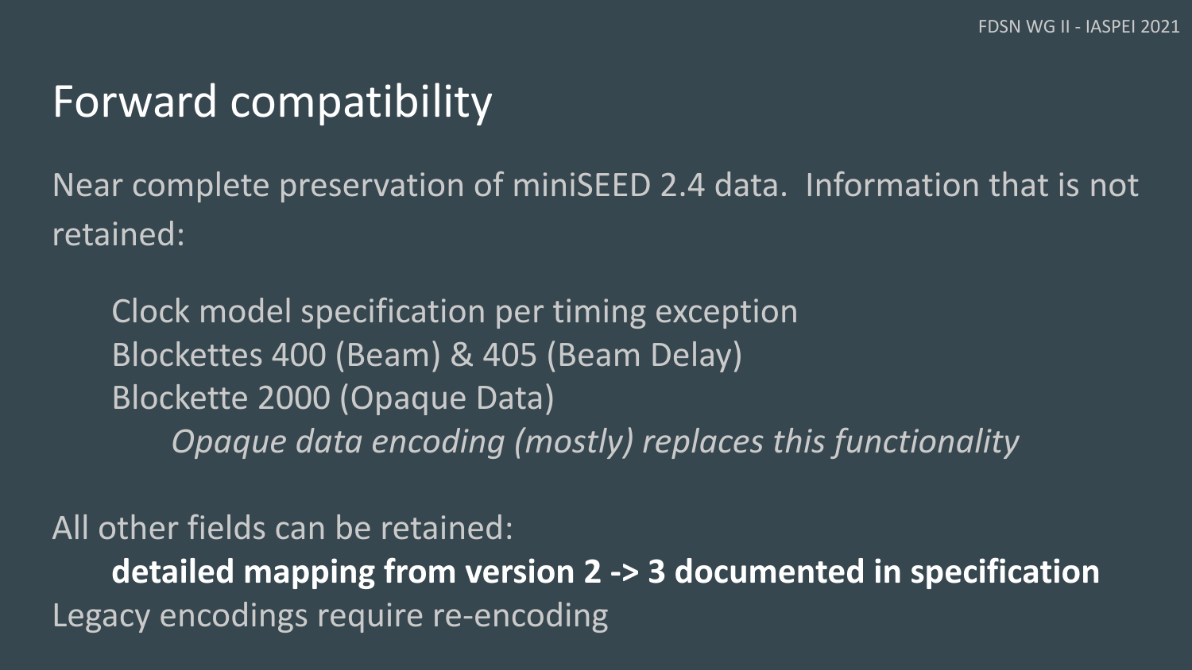# Forward compatibility

Near complete preservation of miniSEED 2.4 data. Information that is not retained:

- Clock model specification per timing exception
- Blockettes 400 (Beam) & 405 (Beam Delay)
- Blockette 2000 (Opaque Data)
  - *Opaque data encoding (mostly) replaces this functionality*

All other fields can be retained:

**detailed mapping from version 2 -> 3 documented in specification**

Legacy encodings require re-encoding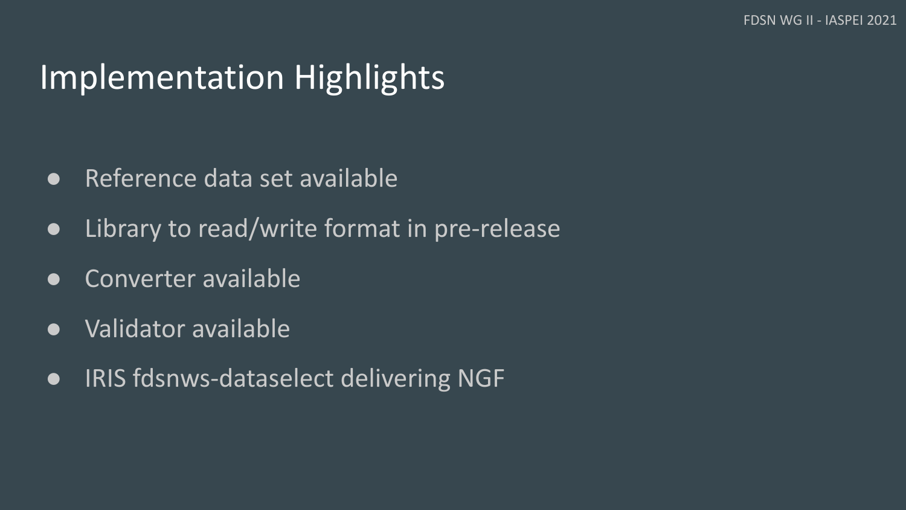# Implementation Highlights

- Reference data set available
- Library to read/write format in pre-release
- Converter available
- Validator available
- IRIS fdsnws-dataselect delivering NGF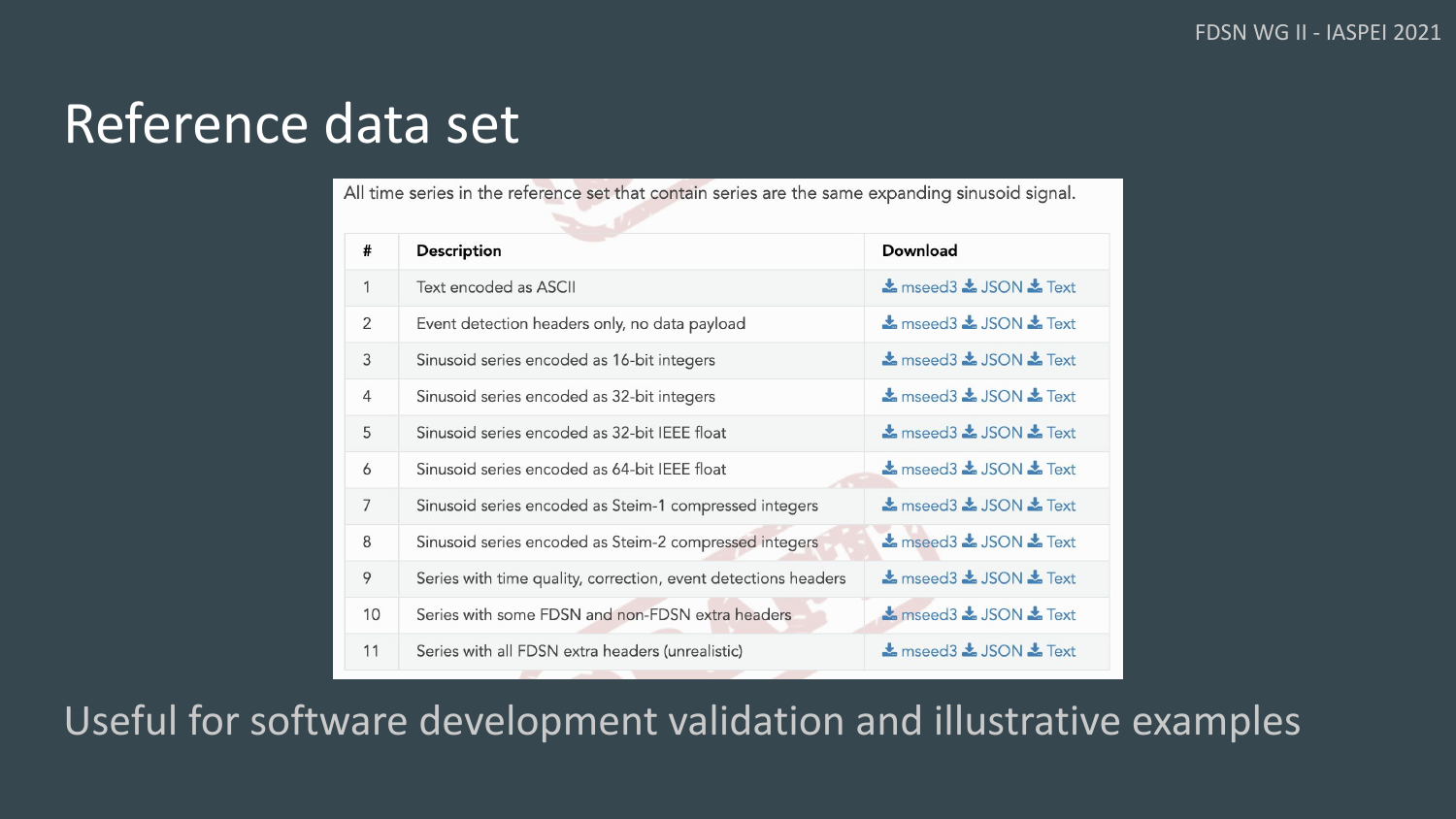# Reference data set

All time series in the reference set that contain series are the same expanding sinusoid signal.

| # | Description | Download |
|---|---|---|
| 1 | Text encoded as ASCII | mseed3 JSON Text |
| 2 | Event detection headers only, no data payload | mseed3 JSON Text |
| 3 | Sinusoid series encoded as 16-bit integers | mseed3 JSON Text |
| 4 | Sinusoid series encoded as 32-bit integers | mseed3 JSON Text |
| 5 | Sinusoid series encoded as 32-bit IEEE float | mseed3 JSON Text |
| 6 | Sinusoid series encoded as 64-bit IEEE float | mseed3 JSON Text |
| 7 | Sinusoid series encoded as Steim-1 compressed integers | mseed3 JSON Text |
| 8 | Sinusoid series encoded as Steim-2 compressed integers | mseed3 JSON Text |
| 9 | Series with time quality, correction, event detections headers | mseed3 JSON Text |
| 10 | Series with some FDSN and non-FDSN extra headers | mseed3 JSON Text |
| 11 | Series with all FDSN extra headers (unrealistic) | mseed3 JSON Text |

Useful for software development validation and illustrative examples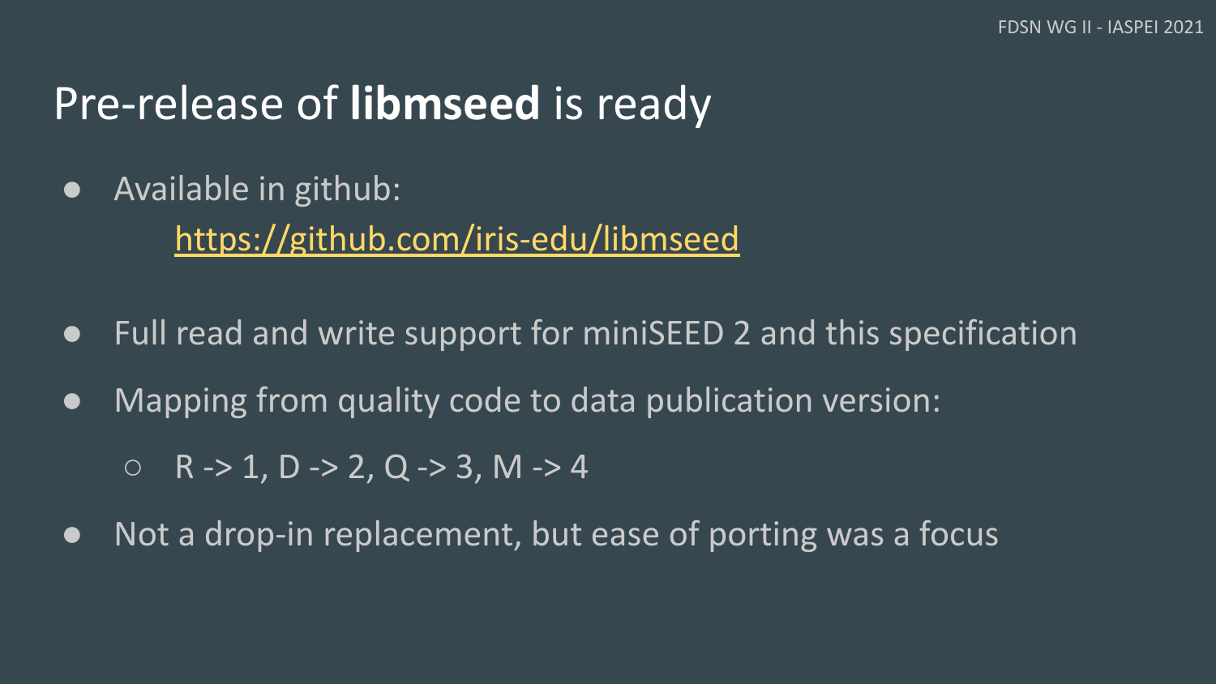# Pre-release of **libmseed** is ready

- Available in github:
  [https://github.com/iris-edu/libmseed](https://github.com/iris-edu/libmseed)
- Full read and write support for miniSEED 2 and this specification
- Mapping from quality code to data publication version:
  - R -> 1, D -> 2, Q -> 3, M -> 4
- Not a drop-in replacement, but ease of porting was a focus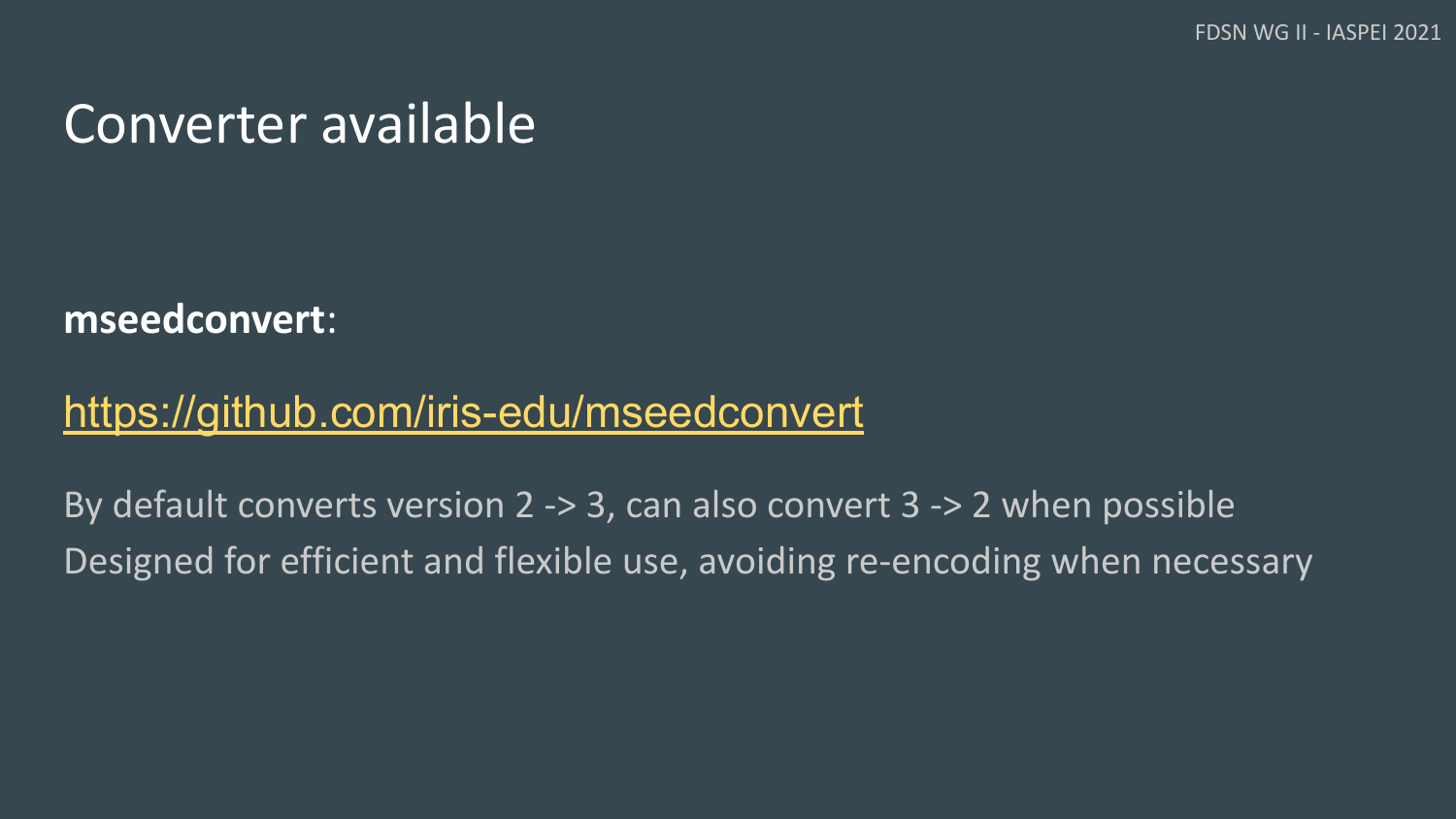# Converter available

**mseedconvert**:

https://github.com/iris-edu/mseedconvert

By default converts version 2 -> 3, can also convert 3 -> 2 when possible

Designed for efficient and flexible use, avoiding re-encoding when necessary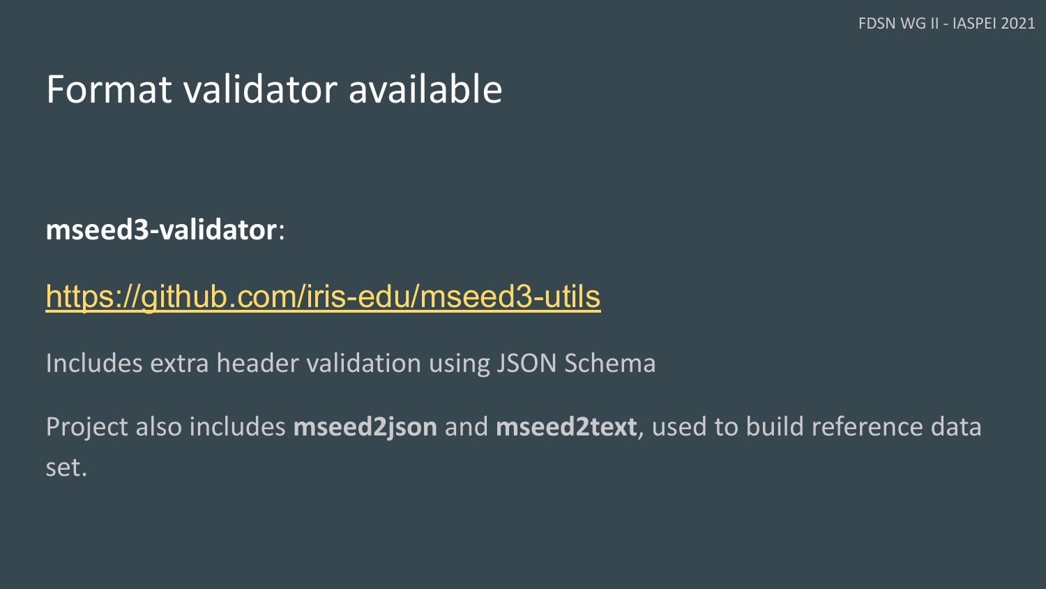# Format validator available

**mseed3-validator**:

https://github.com/iris-edu/mseed3-utils

Includes extra header validation using JSON Schema

Project also includes **mseed2json** and **mseed2text**, used to build reference data set.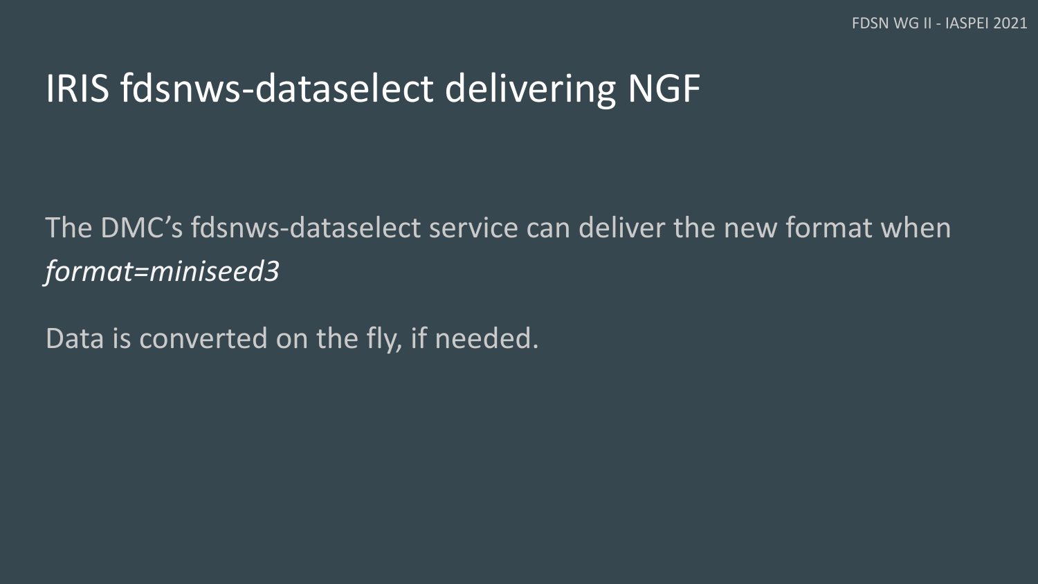# IRIS fdsnws-dataselect delivering NGF

The DMC's fdsnws-dataselect service can deliver the new format when *format=miniseed3*

Data is converted on the fly, if needed.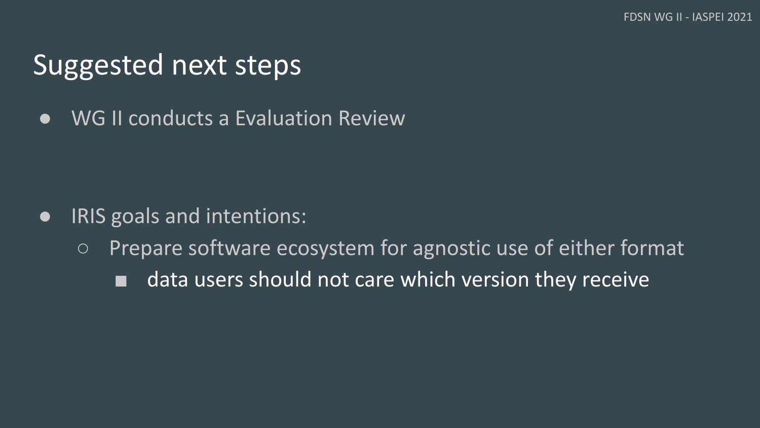# Suggested next steps

- WG II conducts a Evaluation Review

- IRIS goals and intentions:
  - Prepare software ecosystem for agnostic use of either format
    - data users should not care which version they receive